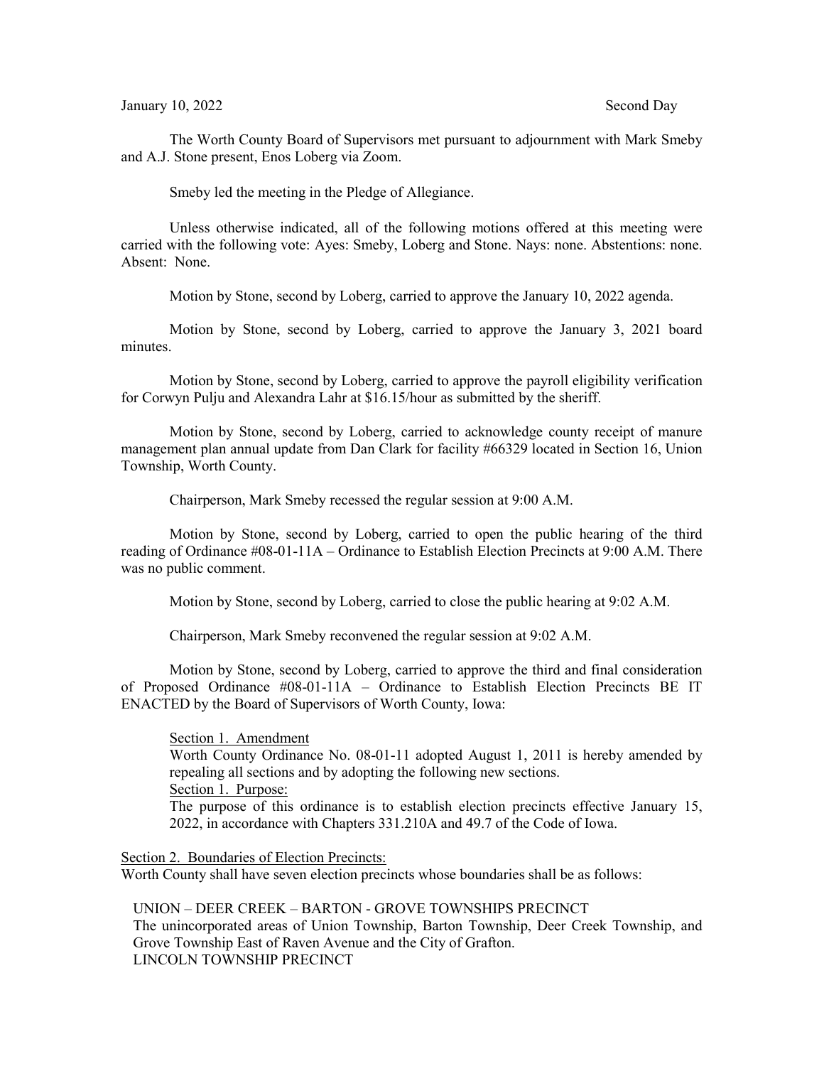January 10, 2022 Second Day

The Worth County Board of Supervisors met pursuant to adjournment with Mark Smeby and A.J. Stone present, Enos Loberg via Zoom.

Smeby led the meeting in the Pledge of Allegiance.

Unless otherwise indicated, all of the following motions offered at this meeting were carried with the following vote: Ayes: Smeby, Loberg and Stone. Nays: none. Abstentions: none. Absent: None.

Motion by Stone, second by Loberg, carried to approve the January 10, 2022 agenda.

Motion by Stone, second by Loberg, carried to approve the January 3, 2021 board minutes.

Motion by Stone, second by Loberg, carried to approve the payroll eligibility verification for Corwyn Pulju and Alexandra Lahr at $16.15/hour as submitted by the sheriff.

Motion by Stone, second by Loberg, carried to acknowledge county receipt of manure management plan annual update from Dan Clark for facility #66329 located in Section 16, Union Township, Worth County.

Chairperson, Mark Smeby recessed the regular session at 9:00 A.M.

Motion by Stone, second by Loberg, carried to open the public hearing of the third reading of Ordinance #08-01-11A – Ordinance to Establish Election Precincts at 9:00 A.M. There was no public comment.

Motion by Stone, second by Loberg, carried to close the public hearing at 9:02 A.M.

Chairperson, Mark Smeby reconvened the regular session at 9:02 A.M.

Motion by Stone, second by Loberg, carried to approve the third and final consideration of Proposed Ordinance #08-01-11A – Ordinance to Establish Election Precincts BE IT ENACTED by the Board of Supervisors of Worth County, Iowa:

Section 1. Amendment
Worth County Ordinance No. 08-01-11 adopted August 1, 2011 is hereby amended by repealing all sections and by adopting the following new sections.
Section 1. Purpose:
The purpose of this ordinance is to establish election precincts effective January 15, 2022, in accordance with Chapters 331.210A and 49.7 of the Code of Iowa.

Section 2. Boundaries of Election Precincts:
Worth County shall have seven election precincts whose boundaries shall be as follows:

UNION – DEER CREEK – BARTON - GROVE TOWNSHIPS PRECINCT
The unincorporated areas of Union Township, Barton Township, Deer Creek Township, and Grove Township East of Raven Avenue and the City of Grafton.
LINCOLN TOWNSHIP PRECINCT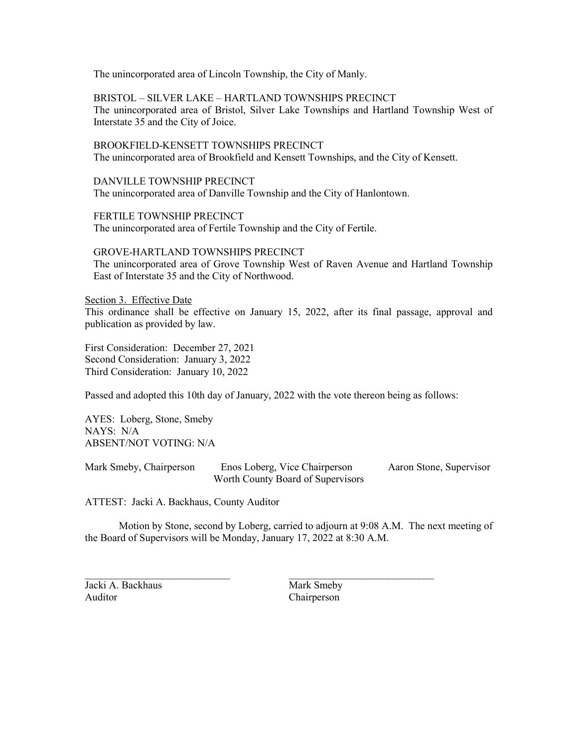The unincorporated area of Lincoln Township, the City of Manly.

BRISTOL – SILVER LAKE – HARTLAND TOWNSHIPS PRECINCT
The unincorporated area of Bristol, Silver Lake Townships and Hartland Township West of Interstate 35 and the City of Joice.

BROOKFIELD-KENSETT TOWNSHIPS PRECINCT
The unincorporated area of Brookfield and Kensett Townships, and the City of Kensett.

DANVILLE TOWNSHIP PRECINCT
The unincorporated area of Danville Township and the City of Hanlontown.

FERTILE TOWNSHIP PRECINCT
The unincorporated area of Fertile Township and the City of Fertile.

GROVE-HARTLAND TOWNSHIPS PRECINCT
The unincorporated area of Grove Township West of Raven Avenue and Hartland Township East of Interstate 35 and the City of Northwood.

Section 3. Effective Date
This ordinance shall be effective on January 15, 2022, after its final passage, approval and publication as provided by law.

First Consideration: December 27, 2021
Second Consideration: January 3, 2022
Third Consideration: January 10, 2022

Passed and adopted this 10th day of January, 2022 with the vote thereon being as follows:

AYES: Loberg, Stone, Smeby
NAYS: N/A
ABSENT/NOT VOTING: N/A

Mark Smeby, Chairperson Enos Loberg, Vice Chairperson Aaron Stone, Supervisor
Worth County Board of Supervisors

ATTEST: Jacki A. Backhaus, County Auditor

Motion by Stone, second by Loberg, carried to adjourn at 9:08 A.M. The next meeting of the Board of Supervisors will be Monday, January 17, 2022 at 8:30 A.M.

\_\_\_\_\_\_\_\_\_\_\_\_\_\_\_\_\_\_\_\_\_\_\_\_\_\_\_\_\_\_ \_\_\_\_\_\_\_\_\_\_\_\_\_\_\_\_\_\_\_\_\_\_\_\_\_\_\_\_\_\_
Jacki A. Backhaus Mark Smeby
Auditor Chairperson